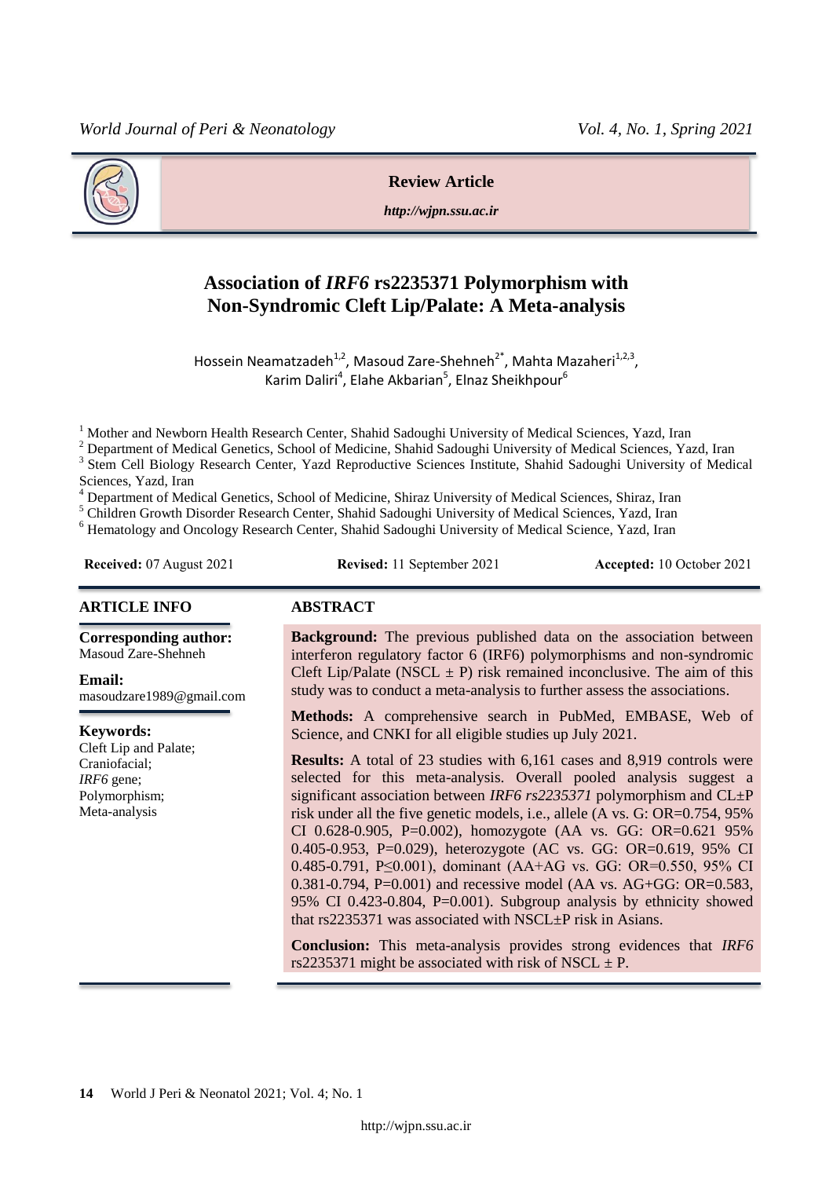**Review Article**

*http://wjpn.ssu.ac.ir*

# Association of *IRF6* rs2235371 Polymorphism with Non-Syndromic Cleft Lip/Palate: A Meta-analysis

Hossein Neamatzadeh[1,2], Masoud Zare-Shehneh[2*], Mahta Mazaheri[1,2,3], Karim Daliri[4], Elahe Akbarian[5], Elnaz Sheikhpour[6]

[1] Mother and Newborn Health Research Center, Shahid Sadoughi University of Medical Sciences, Yazd, Iran
[2] Department of Medical Genetics, School of Medicine, Shahid Sadoughi University of Medical Sciences, Yazd, Iran
[3] Stem Cell Biology Research Center, Yazd Reproductive Sciences Institute, Shahid Sadoughi University of Medical Sciences, Yazd, Iran
[4] Department of Medical Genetics, School of Medicine, Shiraz University of Medical Sciences, Shiraz, Iran
[5] Children Growth Disorder Research Center, Shahid Sadoughi University of Medical Sciences, Yazd, Iran
[6] Hematology and Oncology Research Center, Shahid Sadoughi University of Medical Science, Yazd, Iran

**Received:** 07 August 2021 **Revised:** 11 September 2021 **Accepted:** 10 October 2021

## ARTICLE INFO

**Corresponding author:**
Masoud Zare-Shehneh

**Email:**
masoudzare1989@gmail.com

**Keywords:**
Cleft Lip and Palate;
Craniofacial;
*IRF6* gene;
Polymorphism;
Meta-analysis

## ABSTRACT

**Background:** The previous published data on the association between interferon regulatory factor 6 (IRF6) polymorphisms and non-syndromic Cleft Lip/Palate (NSCL ± P) risk remained inconclusive. The aim of this study was to conduct a meta-analysis to further assess the associations.

**Methods:** A comprehensive search in PubMed, EMBASE, Web of Science, and CNKI for all eligible studies up July 2021.

**Results:** A total of 23 studies with 6,161 cases and 8,919 controls were selected for this meta-analysis. Overall pooled analysis suggest a significant association between *IRF6 rs2235371* polymorphism and CL±P risk under all the five genetic models, i.e., allele (A vs. G: OR=0.754, 95% CI 0.628-0.905, P=0.002), homozygote (AA vs. GG: OR=0.621 95% 0.405-0.953, P=0.029), heterozygote (AC vs. GG: OR=0.619, 95% CI 0.485-0.791, P≤0.001), dominant (AA+AG vs. GG: OR=0.550, 95% CI 0.381-0.794, P=0.001) and recessive model (AA vs. AG+GG: OR=0.583, 95% CI 0.423-0.804, P=0.001). Subgroup analysis by ethnicity showed that rs2235371 was associated with NSCL±P risk in Asians.

**Conclusion:** This meta-analysis provides strong evidences that *IRF6* rs2235371 might be associated with risk of NSCL ± P.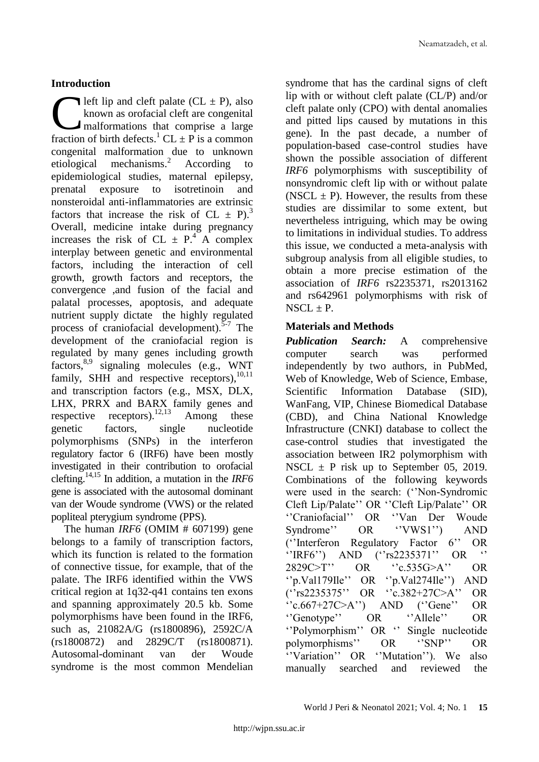## Introduction

Cleft lip and cleft palate (CL ± P), also known as orofacial cleft are congenital malformations that comprise a large fraction of birth defects.[1] CL ± P is a common congenital malformation due to unknown etiological mechanisms.[2] According to epidemiological studies, maternal epilepsy, prenatal exposure to isotretinoin and nonsteroidal anti-inflammatories are extrinsic factors that increase the risk of CL ± P).[3] Overall, medicine intake during pregnancy increases the risk of CL ± P.[4] A complex interplay between genetic and environmental factors, including the interaction of cell growth, growth factors and receptors, the convergence ,and fusion of the facial and palatal processes, apoptosis, and adequate nutrient supply dictate the highly regulated process of craniofacial development).[5-7] The development of the craniofacial region is regulated by many genes including growth factors,[8,9] signaling molecules (e.g., WNT family, SHH and respective receptors),[10,11] and transcription factors (e.g., MSX, DLX, LHX, PRRX and BARX family genes and respective receptors).[12,13] Among these genetic factors, single nucleotide polymorphisms (SNPs) in the interferon regulatory factor 6 (IRF6) have been mostly investigated in their contribution to orofacial clefting.[14,15] In addition, a mutation in the *IRF6* gene is associated with the autosomal dominant van der Woude syndrome (VWS) or the related popliteal pterygium syndrome (PPS).

The human *IRF6* (OMIM # 607199) gene belongs to a family of transcription factors, which its function is related to the formation of connective tissue, for example, that of the palate. The IRF6 identified within the VWS critical region at 1q32-q41 contains ten exons and spanning approximately 20.5 kb. Some polymorphisms have been found in the IRF6, such as, 21082A/G (rs1800896), 2592C/A (rs1800872) and 2829C/T (rs1800871). Autosomal-dominant van der Woude syndrome is the most common Mendelian syndrome that has the cardinal signs of cleft lip with or without cleft palate (CL/P) and/or cleft palate only (CPO) with dental anomalies and pitted lips caused by mutations in this gene). In the past decade, a number of population-based case-control studies have shown the possible association of different *IRF6* polymorphisms with susceptibility of nonsyndromic cleft lip with or without palate (NSCL ± P). However, the results from these studies are dissimilar to some extent, but nevertheless intriguing, which may be owing to limitations in individual studies. To address this issue, we conducted a meta-analysis with subgroup analysis from all eligible studies, to obtain a more precise estimation of the association of *IRF6* rs2235371, rs2013162 and rs642961 polymorphisms with risk of NSCL ± P.

## Materials and Methods

***Publication Search:*** A comprehensive computer search was performed independently by two authors, in PubMed, Web of Knowledge, Web of Science, Embase, Scientific Information Database (SID), WanFang, VIP, Chinese Biomedical Database (CBD), and China National Knowledge Infrastructure (CNKI) database to collect the case-control studies that investigated the association between IR2 polymorphism with NSCL ± P risk up to September 05, 2019. Combinations of the following keywords were used in the search: (''Non-Syndromic Cleft Lip/Palate'' OR ''Cleft Lip/Palate'' OR ''Craniofacial'' OR ''Van Der Woude Syndrome'' OR ''VWS1'') AND (''Interferon Regulatory Factor 6'' OR ''IRF6'') AND (''rs2235371'' OR '' 2829C>T'' OR ''c.535G>A'' OR ''p.Val179Ile'' OR ''p.Val274Ile'') AND (''rs2235375'' OR ''c.382+27C>A'' OR ''c.667+27C>A'') AND (''Gene'' OR ''Genotype'' OR ''Allele'' OR ''Polymorphism'' OR '' Single nucleotide polymorphisms'' OR ''SNP'' OR ''Variation'' OR ''Mutation''). We also manually searched and reviewed the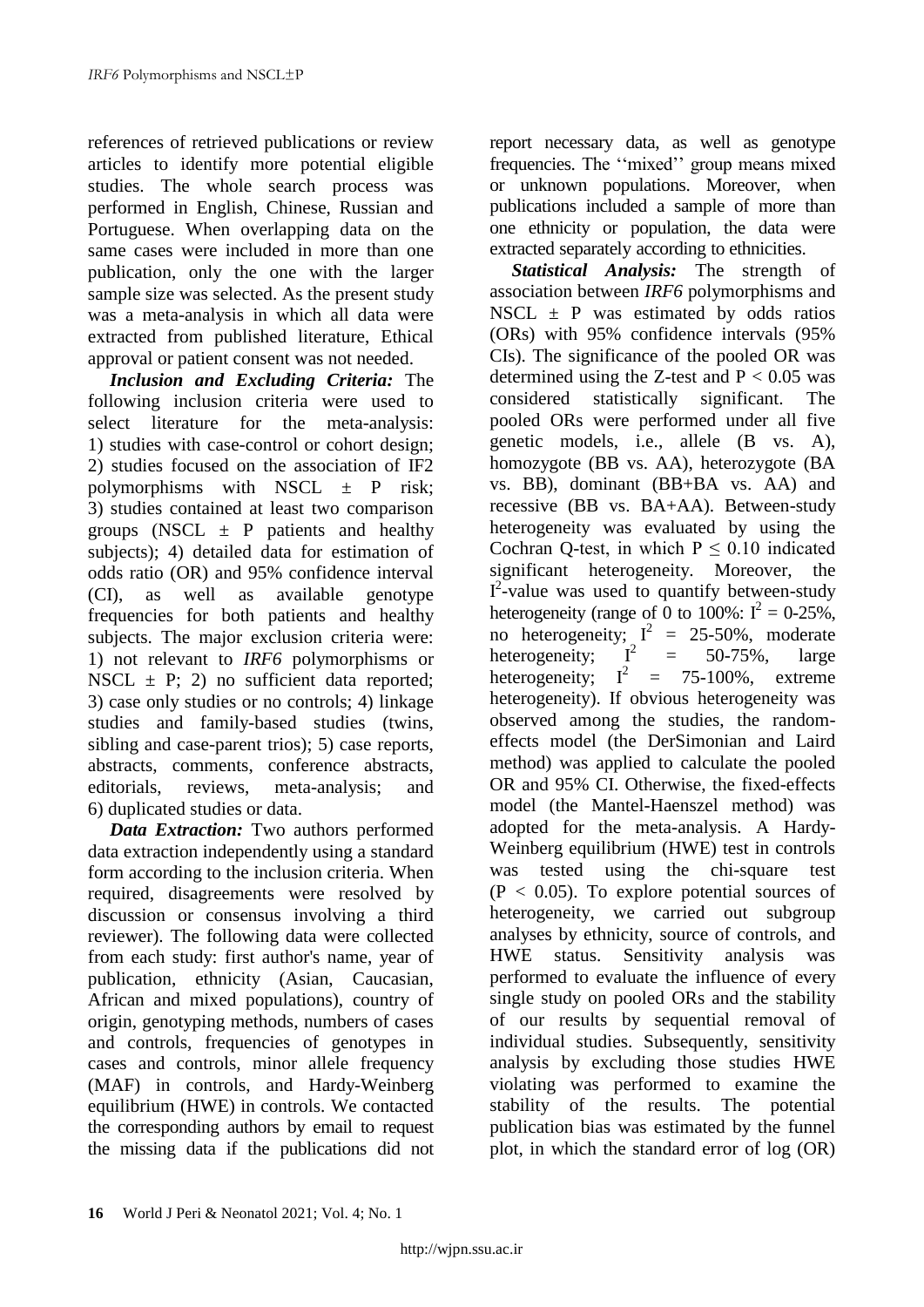references of retrieved publications or review articles to identify more potential eligible studies. The whole search process was performed in English, Chinese, Russian and Portuguese. When overlapping data on the same cases were included in more than one publication, only the one with the larger sample size was selected. As the present study was a meta-analysis in which all data were extracted from published literature, Ethical approval or patient consent was not needed.

***Inclusion and Excluding Criteria:*** The following inclusion criteria were used to select literature for the meta-analysis: 1) studies with case-control or cohort design; 2) studies focused on the association of IF2 polymorphisms with NSCL ± P risk; 3) studies contained at least two comparison groups (NSCL ± P patients and healthy subjects); 4) detailed data for estimation of odds ratio (OR) and 95% confidence interval (CI), as well as available genotype frequencies for both patients and healthy subjects. The major exclusion criteria were: 1) not relevant to *IRF6* polymorphisms or NSCL ± P; 2) no sufficient data reported; 3) case only studies or no controls; 4) linkage studies and family-based studies (twins, sibling and case-parent trios); 5) case reports, abstracts, comments, conference abstracts, editorials, reviews, meta-analysis; and 6) duplicated studies or data.

***Data Extraction:*** Two authors performed data extraction independently using a standard form according to the inclusion criteria. When required, disagreements were resolved by discussion or consensus involving a third reviewer). The following data were collected from each study: first author's name, year of publication, ethnicity (Asian, Caucasian, African and mixed populations), country of origin, genotyping methods, numbers of cases and controls, frequencies of genotypes in cases and controls, minor allele frequency (MAF) in controls, and Hardy-Weinberg equilibrium (HWE) in controls. We contacted the corresponding authors by email to request the missing data if the publications did not report necessary data, as well as genotype frequencies. The ''mixed'' group means mixed or unknown populations. Moreover, when publications included a sample of more than one ethnicity or population, the data were extracted separately according to ethnicities.

***Statistical Analysis:*** The strength of association between *IRF6* polymorphisms and NSCL ± P was estimated by odds ratios (ORs) with 95% confidence intervals (95% CIs). The significance of the pooled OR was determined using the Z-test and $P < 0.05$ was considered statistically significant. The pooled ORs were performed under all five genetic models, i.e., allele (B vs. A), homozygote (BB vs. AA), heterozygote (BA vs. BB), dominant (BB+BA vs. AA) and recessive (BB vs. BA+AA). Between-study heterogeneity was evaluated by using the Cochran Q-test, in which $P \leq 0.10$ indicated significant heterogeneity. Moreover, the $I^2$-value was used to quantify between-study heterogeneity (range of 0 to 100%: $I^2$ = 0-25%, no heterogeneity; $I^2$ = 25-50%, moderate heterogeneity; $I^2$ = 50-75%, large heterogeneity; $I^2$ = 75-100%, extreme heterogeneity). If obvious heterogeneity was observed among the studies, the random-effects model (the DerSimonian and Laird method) was applied to calculate the pooled OR and 95% CI. Otherwise, the fixed-effects model (the Mantel-Haenszel method) was adopted for the meta-analysis. A Hardy-Weinberg equilibrium (HWE) test in controls was tested using the chi-square test ($P < 0.05$). To explore potential sources of heterogeneity, we carried out subgroup analyses by ethnicity, source of controls, and HWE status. Sensitivity analysis was performed to evaluate the influence of every single study on pooled ORs and the stability of our results by sequential removal of individual studies. Subsequently, sensitivity analysis by excluding those studies HWE violating was performed to examine the stability of the results. The potential publication bias was estimated by the funnel plot, in which the standard error of log (OR)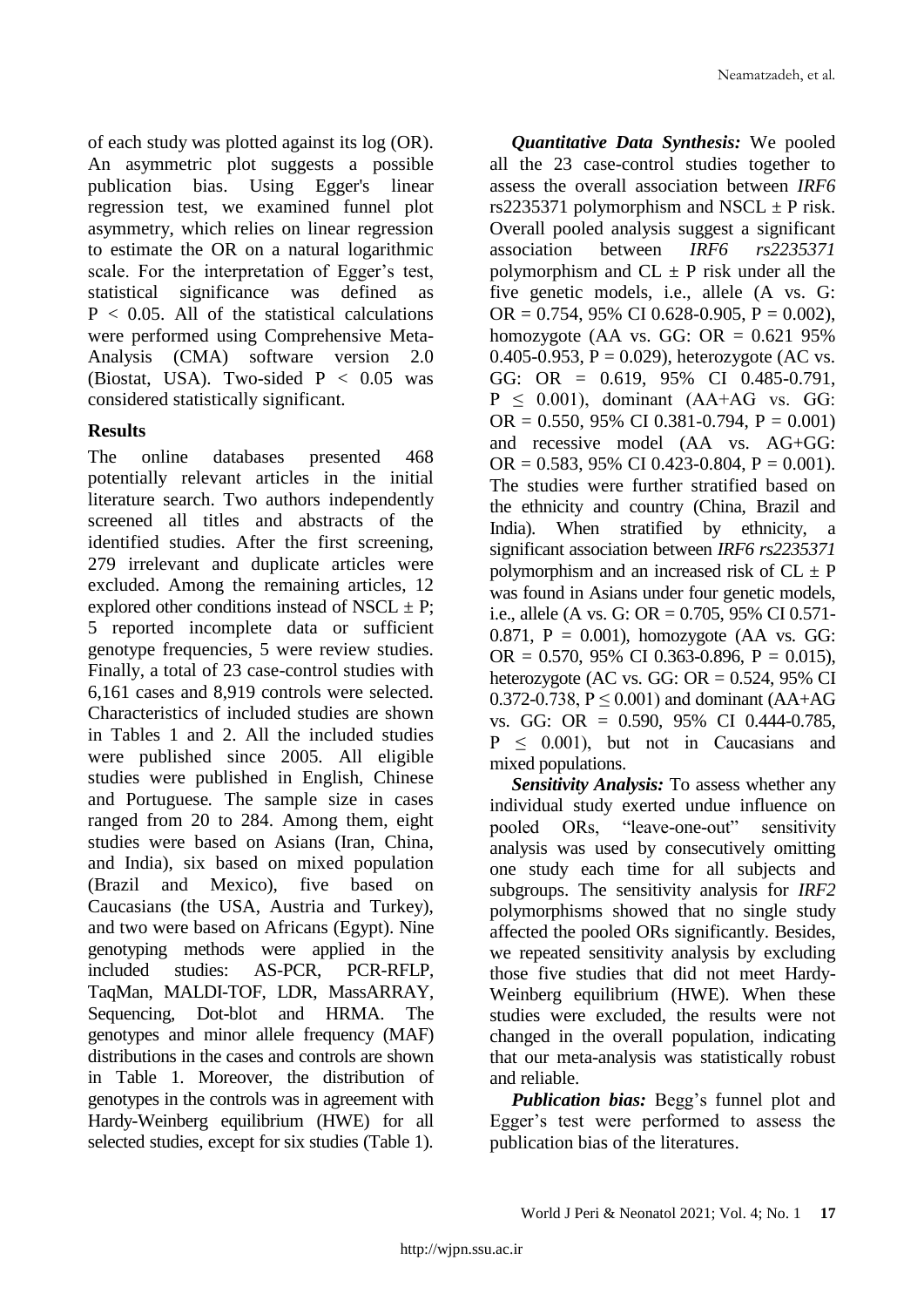of each study was plotted against its log (OR). An asymmetric plot suggests a possible publication bias. Using Egger's linear regression test, we examined funnel plot asymmetry, which relies on linear regression to estimate the OR on a natural logarithmic scale. For the interpretation of Egger's test, statistical significance was defined as $P < 0.05$. All of the statistical calculations were performed using Comprehensive Meta-Analysis (CMA) software version 2.0 (Biostat, USA). Two-sided $P < 0.05$ was considered statistically significant.

## Results

The online databases presented 468 potentially relevant articles in the initial literature search. Two authors independently screened all titles and abstracts of the identified studies. After the first screening, 279 irrelevant and duplicate articles were excluded. Among the remaining articles, 12 explored other conditions instead of NSCL ± P; 5 reported incomplete data or sufficient genotype frequencies, 5 were review studies. Finally, a total of 23 case-control studies with 6,161 cases and 8,919 controls were selected. Characteristics of included studies are shown in Tables 1 and 2. All the included studies were published since 2005. All eligible studies were published in English, Chinese and Portuguese. The sample size in cases ranged from 20 to 284. Among them, eight studies were based on Asians (Iran, China, and India), six based on mixed population (Brazil and Mexico), five based on Caucasians (the USA, Austria and Turkey), and two were based on Africans (Egypt). Nine genotyping methods were applied in the included studies: AS-PCR, PCR-RFLP, TaqMan, MALDI-TOF, LDR, MassARRAY, Sequencing, Dot-blot and HRMA. The genotypes and minor allele frequency (MAF) distributions in the cases and controls are shown in Table 1. Moreover, the distribution of genotypes in the controls was in agreement with Hardy-Weinberg equilibrium (HWE) for all selected studies, except for six studies (Table 1).

***Quantitative Data Synthesis:*** We pooled all the 23 case-control studies together to assess the overall association between *IRF6* rs2235371 polymorphism and NSCL ± P risk. Overall pooled analysis suggest a significant association between *IRF6 rs2235371* polymorphism and CL ± P risk under all the five genetic models, i.e., allele (A vs. G: OR = 0.754, 95% CI 0.628-0.905, P = 0.002), homozygote (AA vs. GG: OR = 0.621 95% 0.405-0.953, P = 0.029), heterozygote (AC vs. GG: OR = 0.619, 95% CI 0.485-0.791, $P \leq 0.001$), dominant (AA+AG vs. GG: OR = 0.550, 95% CI 0.381-0.794, P = 0.001) and recessive model (AA vs. AG+GG: OR = 0.583, 95% CI 0.423-0.804, P = 0.001). The studies were further stratified based on the ethnicity and country (China, Brazil and India). When stratified by ethnicity, a significant association between *IRF6 rs2235371* polymorphism and an increased risk of CL ± P was found in Asians under four genetic models, i.e., allele (A vs. G: OR = 0.705, 95% CI 0.571-0.871, P = 0.001), homozygote (AA vs. GG: OR = 0.570, 95% CI 0.363-0.896, P = 0.015), heterozygote (AC vs. GG: OR = 0.524, 95% CI 0.372-0.738, $P \leq 0.001$) and dominant (AA+AG vs. GG: OR = 0.590, 95% CI 0.444-0.785, $P \leq 0.001$), but not in Caucasians and mixed populations.

***Sensitivity Analysis:*** To assess whether any individual study exerted undue influence on pooled ORs, "leave-one-out" sensitivity analysis was used by consecutively omitting one study each time for all subjects and subgroups. The sensitivity analysis for *IRF2* polymorphisms showed that no single study affected the pooled ORs significantly. Besides, we repeated sensitivity analysis by excluding those five studies that did not meet Hardy-Weinberg equilibrium (HWE). When these studies were excluded, the results were not changed in the overall population, indicating that our meta-analysis was statistically robust and reliable.

***Publication bias:*** Begg's funnel plot and Egger's test were performed to assess the publication bias of the literatures.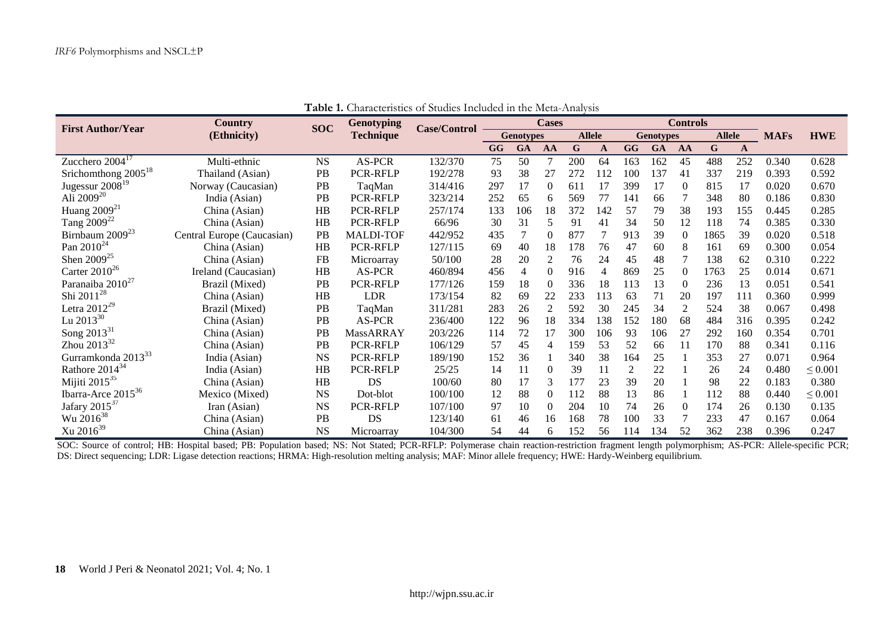**Table 1.** Characteristics of Studies Included in the Meta-Analysis

| First Author/Year | Country (Ethnicity) | SOC | Genotyping Technique | Case/Control | Cases | | | | | Controls | | | | | MAFs | HWE |
|---|---|---|---|---|---|---|---|---|---|---|---|---|---|---|---|---|
| | | | | | Genotypes | | | Allele | | Genotypes | | | Allele | | | |
| | | | | | GG | GA | AA | G | A | GG | GA | AA | G | A | | |
| Zucchero 2004[17] | Multi-ethnic | NS | AS-PCR | 132/370 | 75 | 50 | 7 | 200 | 64 | 163 | 162 | 45 | 488 | 252 | 0.340 | 0.628 |
| Srichomthong 2005[18] | Thailand (Asian) | PB | PCR-RFLP | 192/278 | 93 | 38 | 27 | 272 | 112 | 100 | 137 | 41 | 337 | 219 | 0.393 | 0.592 |
| Jugessur 2008[19] | Norway (Caucasian) | PB | TaqMan | 314/416 | 297 | 17 | 0 | 611 | 17 | 399 | 17 | 0 | 815 | 17 | 0.020 | 0.670 |
| Ali 2009[20] | India (Asian) | PB | PCR-RFLP | 323/214 | 252 | 65 | 6 | 569 | 77 | 141 | 66 | 7 | 348 | 80 | 0.186 | 0.830 |
| Huang 2009[21] | China (Asian) | HB | PCR-RFLP | 257/174 | 133 | 106 | 18 | 372 | 142 | 57 | 79 | 38 | 193 | 155 | 0.445 | 0.285 |
| Tang 2009[22] | China (Asian) | HB | PCR-RFLP | 66/96 | 30 | 31 | 5 | 91 | 41 | 34 | 50 | 12 | 118 | 74 | 0.385 | 0.330 |
| Birnbaum 2009[23] | Central Europe (Caucasian) | PB | MALDI-TOF | 442/952 | 435 | 7 | 0 | 877 | 7 | 913 | 39 | 0 | 1865 | 39 | 0.020 | 0.518 |
| Pan 2010[24] | China (Asian) | HB | PCR-RFLP | 127/115 | 69 | 40 | 18 | 178 | 76 | 47 | 60 | 8 | 161 | 69 | 0.300 | 0.054 |
| Shen 2009[25] | China (Asian) | FB | Microarray | 50/100 | 28 | 20 | 2 | 76 | 24 | 45 | 48 | 7 | 138 | 62 | 0.310 | 0.222 |
| Carter 2010[26] | Ireland (Caucasian) | HB | AS-PCR | 460/894 | 456 | 4 | 0 | 916 | 4 | 869 | 25 | 0 | 1763 | 25 | 0.014 | 0.671 |
| Paranaiba 2010[27] | Brazil (Mixed) | PB | PCR-RFLP | 177/126 | 159 | 18 | 0 | 336 | 18 | 113 | 13 | 0 | 236 | 13 | 0.051 | 0.541 |
| Shi 2011[28] | China (Asian) | HB | LDR | 173/154 | 82 | 69 | 22 | 233 | 113 | 63 | 71 | 20 | 197 | 111 | 0.360 | 0.999 |
| Letra 2012[29] | Brazil (Mixed) | PB | TaqMan | 311/281 | 283 | 26 | 2 | 592 | 30 | 245 | 34 | 2 | 524 | 38 | 0.067 | 0.498 |
| Lu 2013[30] | China (Asian) | PB | AS-PCR | 236/400 | 122 | 96 | 18 | 334 | 138 | 152 | 180 | 68 | 484 | 316 | 0.395 | 0.242 |
| Song 2013[31] | China (Asian) | PB | MassARRAY | 203/226 | 114 | 72 | 17 | 300 | 106 | 93 | 106 | 27 | 292 | 160 | 0.354 | 0.701 |
| Zhou 2013[32] | China (Asian) | PB | PCR-RFLP | 106/129 | 57 | 45 | 4 | 159 | 53 | 52 | 66 | 11 | 170 | 88 | 0.341 | 0.116 |
| Gurramkonda 2013[33] | India (Asian) | NS | PCR-RFLP | 189/190 | 152 | 36 | 1 | 340 | 38 | 164 | 25 | 1 | 353 | 27 | 0.071 | 0.964 |
| Rathore 2014[34] | India (Asian) | HB | PCR-RFLP | 25/25 | 14 | 11 | 0 | 39 | 11 | 2 | 22 | 1 | 26 | 24 | 0.480 | ≤ 0.001 |
| Mijiti 2015[35] | China (Asian) | HB | DS | 100/60 | 80 | 17 | 3 | 177 | 23 | 39 | 20 | 1 | 98 | 22 | 0.183 | 0.380 |
| Ibarra-Arce 2015[36] | Mexico (Mixed) | NS | Dot-blot | 100/100 | 12 | 88 | 0 | 112 | 88 | 13 | 86 | 1 | 112 | 88 | 0.440 | ≤ 0.001 |
| Jafary 2015[37] | Iran (Asian) | NS | PCR-RFLP | 107/100 | 97 | 10 | 0 | 204 | 10 | 74 | 26 | 0 | 174 | 26 | 0.130 | 0.135 |
| Wu 2016[38] | China (Asian) | PB | DS | 123/140 | 61 | 46 | 16 | 168 | 78 | 100 | 33 | 7 | 233 | 47 | 0.167 | 0.064 |
| Xu 2016[39] | China (Asian) | NS | Microarray | 104/300 | 54 | 44 | 6 | 152 | 56 | 114 | 134 | 52 | 362 | 238 | 0.396 | 0.247 |

SOC: Source of control; HB: Hospital based; PB: Population based; NS: Not Stated; PCR-RFLP: Polymerase chain reaction-restriction fragment length polymorphism; AS-PCR: Allele-specific PCR; DS: Direct sequencing; LDR: Ligase detection reactions; HRMA: High-resolution melting analysis; MAF: Minor allele frequency; HWE: Hardy-Weinberg equilibrium.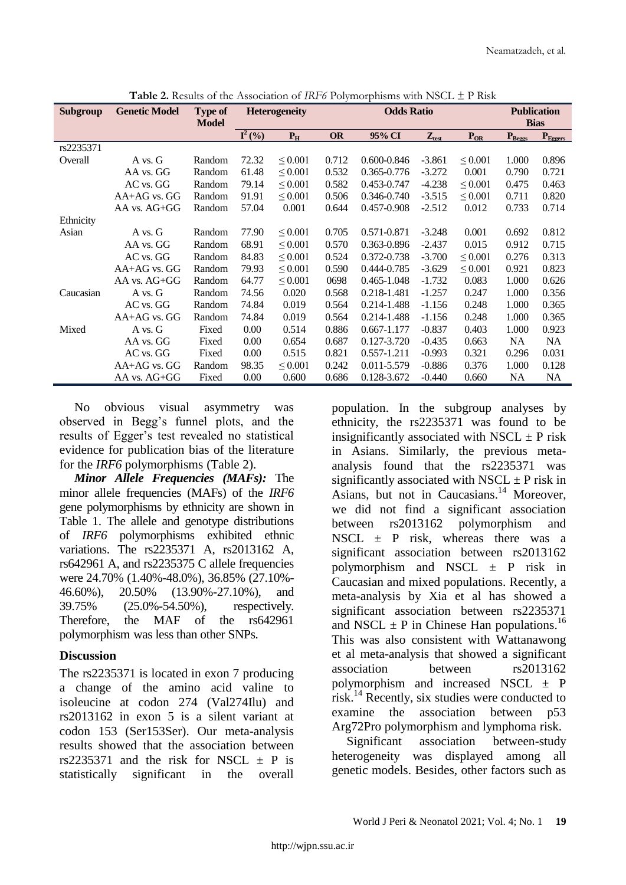**Table 2.** Results of the Association of *IRF6* Polymorphisms with NSCL ± P Risk

| Subgroup | Genetic Model | Type of Model | Heterogeneity | | Odds Ratio | | | | Publication Bias | |
|---|---|---|---|---|---|---|---|---|---|---|
| | | | $I^2$ (%) | $P_H$ | OR | 95% CI | $Z_{test}$ | $P_{OR}$ | $P_{Beggs}$ | $P_{Eggers}$ |
| rs2235371 | | | | | | | | | | |
| Overall | A vs. G | Random | 72.32 | ≤ 0.001 | 0.712 | 0.600-0.846 | -3.861 | ≤ 0.001 | 1.000 | 0.896 |
| | AA vs. GG | Random | 61.48 | ≤ 0.001 | 0.532 | 0.365-0.776 | -3.272 | 0.001 | 0.790 | 0.721 |
| | AC vs. GG | Random | 79.14 | ≤ 0.001 | 0.582 | 0.453-0.747 | -4.238 | ≤ 0.001 | 0.475 | 0.463 |
| | AA+AG vs. GG | Random | 91.91 | ≤ 0.001 | 0.506 | 0.346-0.740 | -3.515 | ≤ 0.001 | 0.711 | 0.820 |
| | AA vs. AG+GG | Random | 57.04 | 0.001 | 0.644 | 0.457-0.908 | -2.512 | 0.012 | 0.733 | 0.714 |
| Ethnicity | | | | | | | | | | |
| Asian | A vs. G | Random | 77.90 | ≤ 0.001 | 0.705 | 0.571-0.871 | -3.248 | 0.001 | 0.692 | 0.812 |
| | AA vs. GG | Random | 68.91 | ≤ 0.001 | 0.570 | 0.363-0.896 | -2.437 | 0.015 | 0.912 | 0.715 |
| | AC vs. GG | Random | 84.83 | ≤ 0.001 | 0.524 | 0.372-0.738 | -3.700 | ≤ 0.001 | 0.276 | 0.313 |
| | AA+AG vs. GG | Random | 79.93 | ≤ 0.001 | 0.590 | 0.444-0.785 | -3.629 | ≤ 0.001 | 0.921 | 0.823 |
| | AA vs. AG+GG | Random | 64.77 | ≤ 0.001 | 0698 | 0.465-1.048 | -1.732 | 0.083 | 1.000 | 0.626 |
| Caucasian | A vs. G | Random | 74.56 | 0.020 | 0.568 | 0.218-1.481 | -1.257 | 0.247 | 1.000 | 0.356 |
| | AC vs. GG | Random | 74.84 | 0.019 | 0.564 | 0.214-1.488 | -1.156 | 0.248 | 1.000 | 0.365 |
| | AA+AG vs. GG | Random | 74.84 | 0.019 | 0.564 | 0.214-1.488 | -1.156 | 0.248 | 1.000 | 0.365 |
| Mixed | A vs. G | Fixed | 0.00 | 0.514 | 0.886 | 0.667-1.177 | -0.837 | 0.403 | 1.000 | 0.923 |
| | AA vs. GG | Fixed | 0.00 | 0.654 | 0.687 | 0.127-3.720 | -0.435 | 0.663 | NA | NA |
| | AC vs. GG | Fixed | 0.00 | 0.515 | 0.821 | 0.557-1.211 | -0.993 | 0.321 | 0.296 | 0.031 |
| | AA+AG vs. GG | Random | 98.35 | ≤ 0.001 | 0.242 | 0.011-5.579 | -0.886 | 0.376 | 1.000 | 0.128 |
| | AA vs. AG+GG | Fixed | 0.00 | 0.600 | 0.686 | 0.128-3.672 | -0.440 | 0.660 | NA | NA |

No obvious visual asymmetry was observed in Begg's funnel plots, and the results of Egger's test revealed no statistical evidence for publication bias of the literature for the *IRF6* polymorphisms (Table 2).

***Minor Allele Frequencies (MAFs):*** The minor allele frequencies (MAFs) of the *IRF6* gene polymorphisms by ethnicity are shown in Table 1. The allele and genotype distributions of *IRF6* polymorphisms exhibited ethnic variations. The rs2235371 A, rs2013162 A, rs642961 A, and rs2235375 C allele frequencies were 24.70% (1.40%-48.0%), 36.85% (27.10%-46.60%), 20.50% (13.90%-27.10%), and 39.75% (25.0%-54.50%), respectively. Therefore, the MAF of the rs642961 polymorphism was less than other SNPs.

## Discussion

The rs2235371 is located in exon 7 producing a change of the amino acid valine to isoleucine at codon 274 (Val274Ilu) and rs2013162 in exon 5 is a silent variant at codon 153 (Ser153Ser). Our meta-analysis results showed that the association between rs2235371 and the risk for NSCL ± P is statistically significant in the overall population. In the subgroup analyses by ethnicity, the rs2235371 was found to be insignificantly associated with NSCL ± P risk in Asians. Similarly, the previous meta-analysis found that the rs2235371 was significantly associated with NSCL ± P risk in Asians, but not in Caucasians.[14] Moreover, we did not find a significant association between rs2013162 polymorphism and NSCL ± P risk, whereas there was a significant association between rs2013162 polymorphism and NSCL ± P risk in Caucasian and mixed populations. Recently, a meta-analysis by Xia et al has showed a significant association between rs2235371 and NSCL ± P in Chinese Han populations.[16] This was also consistent with Wattanawong et al meta-analysis that showed a significant association between rs2013162 polymorphism and increased NSCL ± P risk.[14] Recently, six studies were conducted to examine the association between p53 Arg72Pro polymorphism and lymphoma risk.

Significant association between-study heterogeneity was displayed among all genetic models. Besides, other factors such as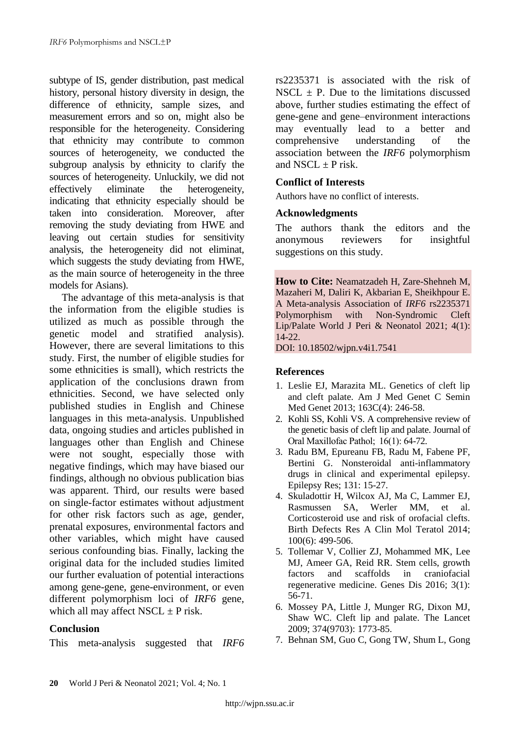subtype of IS, gender distribution, past medical history, personal history diversity in design, the difference of ethnicity, sample sizes, and measurement errors and so on, might also be responsible for the heterogeneity. Considering that ethnicity may contribute to common sources of heterogeneity, we conducted the subgroup analysis by ethnicity to clarify the sources of heterogeneity. Unluckily, we did not effectively eliminate the heterogeneity, indicating that ethnicity especially should be taken into consideration. Moreover, after removing the study deviating from HWE and leaving out certain studies for sensitivity analysis, the heterogeneity did not eliminat, which suggests the study deviating from HWE, as the main source of heterogeneity in the three models for Asians).

The advantage of this meta-analysis is that the information from the eligible studies is utilized as much as possible through the genetic model and stratified analysis). However, there are several limitations to this study. First, the number of eligible studies for some ethnicities is small), which restricts the application of the conclusions drawn from ethnicities. Second, we have selected only published studies in English and Chinese languages in this meta-analysis. Unpublished data, ongoing studies and articles published in languages other than English and Chinese were not sought, especially those with negative findings, which may have biased our findings, although no obvious publication bias was apparent. Third, our results were based on single-factor estimates without adjustment for other risk factors such as age, gender, prenatal exposures, environmental factors and other variables, which might have caused serious confounding bias. Finally, lacking the original data for the included studies limited our further evaluation of potential interactions among gene-gene, gene-environment, or even different polymorphism loci of *IRF6* gene, which all may affect NSCL ± P risk.

## Conclusion

This meta-analysis suggested that *IRF6* rs2235371 is associated with the risk of NSCL ± P. Due to the limitations discussed above, further studies estimating the effect of gene-gene and gene–environment interactions may eventually lead to a better and comprehensive understanding of the association between the *IRF6* polymorphism and NSCL ± P risk.

## Conflict of Interests

Authors have no conflict of interests.

## Acknowledgments

The authors thank the editors and the anonymous reviewers for insightful suggestions on this study.

**How to Cite:** Neamatzadeh H, Zare-Shehneh M, Mazaheri M, Daliri K, Akbarian E, Sheikhpour E. A Meta-analysis Association of *IRF6* rs2235371 Polymorphism with Non-Syndromic Cleft Lip/Palate World J Peri & Neonatol 2021; 4(1): 14-22.
DOI: 10.18502/wjpn.v4i1.7541

## References

1. Leslie EJ, Marazita ML. Genetics of cleft lip and cleft palate. Am J Med Genet C Semin Med Genet 2013; 163C(4): 246-58.
2. Kohli SS, Kohli VS. A comprehensive review of the genetic basis of cleft lip and palate. Journal of Oral Maxillofac Pathol; 16(1): 64-72.
3. Radu BM, Epureanu FB, Radu M, Fabene PF, Bertini G. Nonsteroidal anti-inflammatory drugs in clinical and experimental epilepsy. Epilepsy Res; 131: 15-27.
4. Skuladottir H, Wilcox AJ, Ma C, Lammer EJ, Rasmussen SA, Werler MM, et al. Corticosteroid use and risk of orofacial clefts. Birth Defects Res A Clin Mol Teratol 2014; 100(6): 499-506.
5. Tollemar V, Collier ZJ, Mohammed MK, Lee MJ, Ameer GA, Reid RR. Stem cells, growth factors and scaffolds in craniofacial regenerative medicine. Genes Dis 2016; 3(1): 56-71.
6. Mossey PA, Little J, Munger RG, Dixon MJ, Shaw WC. Cleft lip and palate. The Lancet 2009; 374(9703): 1773-85.
7. Behnan SM, Guo C, Gong TW, Shum L, Gong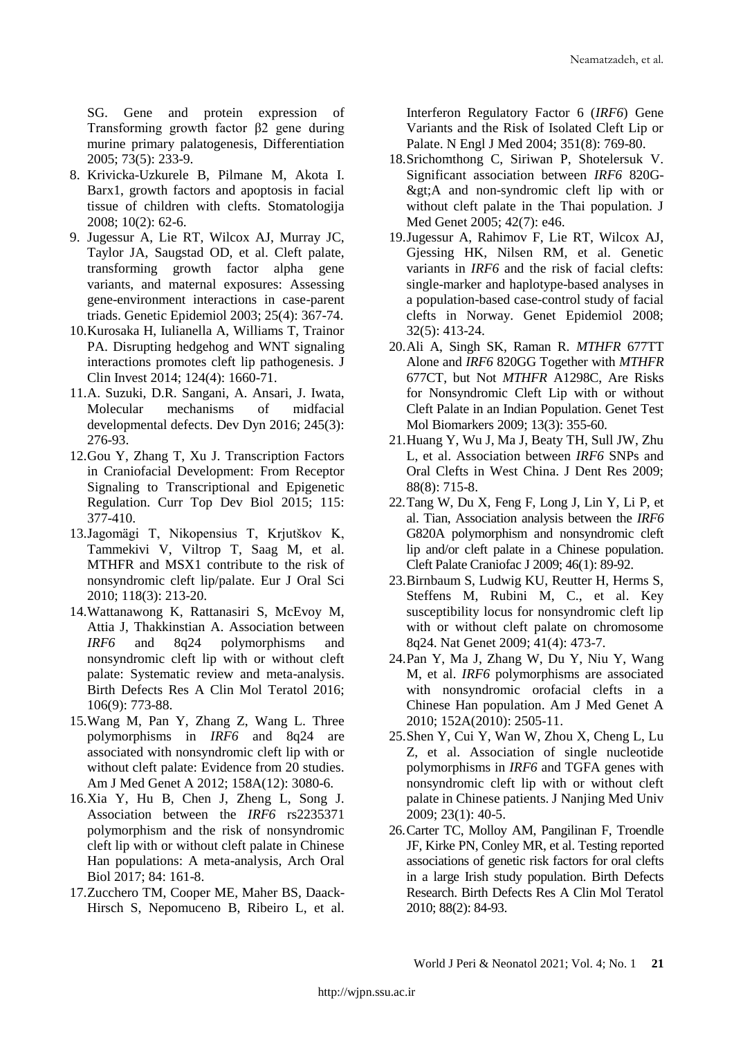SG. Gene and protein expression of Transforming growth factor β2 gene during murine primary palatogenesis, Differentiation 2005; 73(5): 233-9.

8. Krivicka-Uzkurele B, Pilmane M, Akota I. Barx1, growth factors and apoptosis in facial tissue of children with clefts. Stomatologija 2008; 10(2): 62-6.
9. Jugessur A, Lie RT, Wilcox AJ, Murray JC, Taylor JA, Saugstad OD, et al. Cleft palate, transforming growth factor alpha gene variants, and maternal exposures: Assessing gene-environment interactions in case-parent triads. Genetic Epidemiol 2003; 25(4): 367-74.
10. Kurosaka H, Iulianella A, Williams T, Trainor PA. Disrupting hedgehog and WNT signaling interactions promotes cleft lip pathogenesis. J Clin Invest 2014; 124(4): 1660-71.
11. A. Suzuki, D.R. Sangani, A. Ansari, J. Iwata, Molecular mechanisms of midfacial developmental defects. Dev Dyn 2016; 245(3): 276-93.
12. Gou Y, Zhang T, Xu J. Transcription Factors in Craniofacial Development: From Receptor Signaling to Transcriptional and Epigenetic Regulation. Curr Top Dev Biol 2015; 115: 377-410.
13. Jagomägi T, Nikopensius T, Krjutškov K, Tammekivi V, Viltrop T, Saag M, et al. MTHFR and MSX1 contribute to the risk of nonsyndromic cleft lip/palate. Eur J Oral Sci 2010; 118(3): 213-20.
14. Wattanawong K, Rattanasiri S, McEvoy M, Attia J, Thakkinstian A. Association between *IRF6* and 8q24 polymorphisms and nonsyndromic cleft lip with or without cleft palate: Systematic review and meta-analysis. Birth Defects Res A Clin Mol Teratol 2016; 106(9): 773-88.
15. Wang M, Pan Y, Zhang Z, Wang L. Three polymorphisms in *IRF6* and 8q24 are associated with nonsyndromic cleft lip with or without cleft palate: Evidence from 20 studies. Am J Med Genet A 2012; 158A(12): 3080-6.
16. Xia Y, Hu B, Chen J, Zheng L, Song J. Association between the *IRF6* rs2235371 polymorphism and the risk of nonsyndromic cleft lip with or without cleft palate in Chinese Han populations: A meta-analysis, Arch Oral Biol 2017; 84: 161-8.
17. Zucchero TM, Cooper ME, Maher BS, Daack-Hirsch S, Nepomuceno B, Ribeiro L, et al. Interferon Regulatory Factor 6 (*IRF6*) Gene Variants and the Risk of Isolated Cleft Lip or Palate. N Engl J Med 2004; 351(8): 769-80.
18. Srichomthong C, Siriwan P, Shotelersuk V. Significant association between *IRF6* 820G-&gt;A and non-syndromic cleft lip with or without cleft palate in the Thai population. J Med Genet 2005; 42(7): e46.
19. Jugessur A, Rahimov F, Lie RT, Wilcox AJ, Gjessing HK, Nilsen RM, et al. Genetic variants in *IRF6* and the risk of facial clefts: single-marker and haplotype-based analyses in a population-based case-control study of facial clefts in Norway. Genet Epidemiol 2008; 32(5): 413-24.
20. Ali A, Singh SK, Raman R. *MTHFR* 677TT Alone and *IRF6* 820GG Together with *MTHFR* 677CT, but Not *MTHFR* A1298C, Are Risks for Nonsyndromic Cleft Lip with or without Cleft Palate in an Indian Population. Genet Test Mol Biomarkers 2009; 13(3): 355-60.
21. Huang Y, Wu J, Ma J, Beaty TH, Sull JW, Zhu L, et al. Association between *IRF6* SNPs and Oral Clefts in West China. J Dent Res 2009; 88(8): 715-8.
22. Tang W, Du X, Feng F, Long J, Lin Y, Li P, et al. Tian, Association analysis between the *IRF6* G820A polymorphism and nonsyndromic cleft lip and/or cleft palate in a Chinese population. Cleft Palate Craniofac J 2009; 46(1): 89-92.
23. Birnbaum S, Ludwig KU, Reutter H, Herms S, Steffens M, Rubini M, C., et al. Key susceptibility locus for nonsyndromic cleft lip with or without cleft palate on chromosome 8q24. Nat Genet 2009; 41(4): 473-7.
24. Pan Y, Ma J, Zhang W, Du Y, Niu Y, Wang M, et al. *IRF6* polymorphisms are associated with nonsyndromic orofacial clefts in a Chinese Han population. Am J Med Genet A 2010; 152A(2010): 2505-11.
25. Shen Y, Cui Y, Wan W, Zhou X, Cheng L, Lu Z, et al. Association of single nucleotide polymorphisms in *IRF6* and TGFA genes with nonsyndromic cleft lip with or without cleft palate in Chinese patients. J Nanjing Med Univ 2009; 23(1): 40-5.
26. Carter TC, Molloy AM, Pangilinan F, Troendle JF, Kirke PN, Conley MR, et al. Testing reported associations of genetic risk factors for oral clefts in a large Irish study population. Birth Defects Research. Birth Defects Res A Clin Mol Teratol 2010; 88(2): 84-93.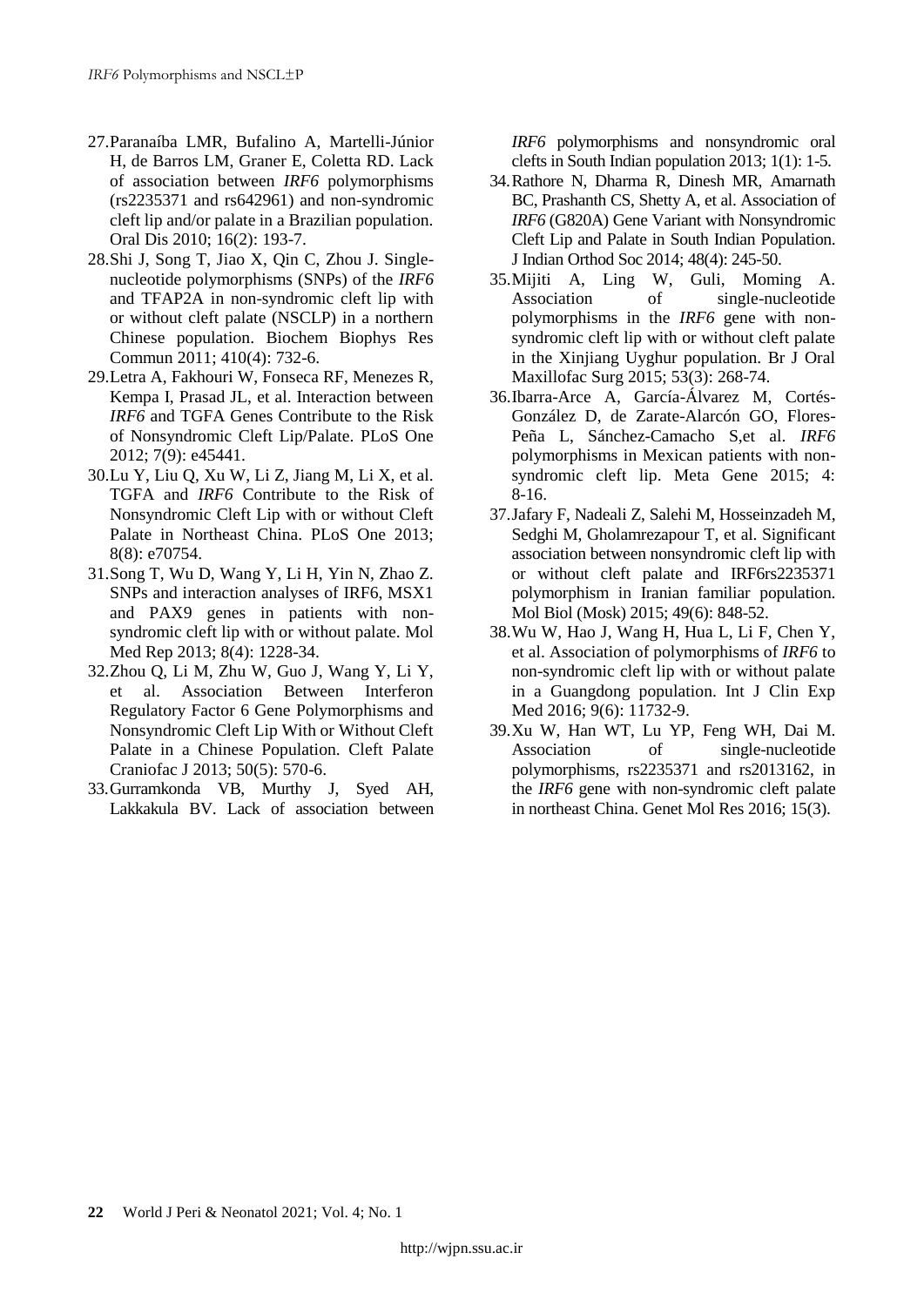27. Paranaíba LMR, Bufalino A, Martelli-Júnior H, de Barros LM, Graner E, Coletta RD. Lack of association between *IRF6* polymorphisms (rs2235371 and rs642961) and non-syndromic cleft lip and/or palate in a Brazilian population. Oral Dis 2010; 16(2): 193-7.
28. Shi J, Song T, Jiao X, Qin C, Zhou J. Single-nucleotide polymorphisms (SNPs) of the *IRF6* and TFAP2A in non-syndromic cleft lip with or without cleft palate (NSCLP) in a northern Chinese population. Biochem Biophys Res Commun 2011; 410(4): 732-6.
29. Letra A, Fakhouri W, Fonseca RF, Menezes R, Kempa I, Prasad JL, et al. Interaction between *IRF6* and TGFA Genes Contribute to the Risk of Nonsyndromic Cleft Lip/Palate. PLoS One 2012; 7(9): e45441.
30. Lu Y, Liu Q, Xu W, Li Z, Jiang M, Li X, et al. TGFA and *IRF6* Contribute to the Risk of Nonsyndromic Cleft Lip with or without Cleft Palate in Northeast China. PLoS One 2013; 8(8): e70754.
31. Song T, Wu D, Wang Y, Li H, Yin N, Zhao Z. SNPs and interaction analyses of IRF6, MSX1 and PAX9 genes in patients with non-syndromic cleft lip with or without palate. Mol Med Rep 2013; 8(4): 1228-34.
32. Zhou Q, Li M, Zhu W, Guo J, Wang Y, Li Y, et al. Association Between Interferon Regulatory Factor 6 Gene Polymorphisms and Nonsyndromic Cleft Lip With or Without Cleft Palate in a Chinese Population. Cleft Palate Craniofac J 2013; 50(5): 570-6.
33. Gurramkonda VB, Murthy J, Syed AH, Lakkakula BV. Lack of association between *IRF6* polymorphisms and nonsyndromic oral clefts in South Indian population 2013; 1(1): 1-5.
34. Rathore N, Dharma R, Dinesh MR, Amarnath BC, Prashanth CS, Shetty A, et al. Association of *IRF6* (G820A) Gene Variant with Nonsyndromic Cleft Lip and Palate in South Indian Population. J Indian Orthod Soc 2014; 48(4): 245-50.
35. Mijiti A, Ling W, Guli, Moming A. Association of single-nucleotide polymorphisms in the *IRF6* gene with non-syndromic cleft lip with or without cleft palate in the Xinjiang Uyghur population. Br J Oral Maxillofac Surg 2015; 53(3): 268-74.
36. Ibarra-Arce A, García-Álvarez M, Cortés-González D, de Zarate-Alarcón GO, Flores-Peña L, Sánchez-Camacho S,et al. *IRF6* polymorphisms in Mexican patients with non-syndromic cleft lip. Meta Gene 2015; 4: 8-16.
37. Jafary F, Nadeali Z, Salehi M, Hosseinzadeh M, Sedghi M, Gholamrezapour T, et al. Significant association between nonsyndromic cleft lip with or without cleft palate and IRF6rs2235371 polymorphism in Iranian familiar population. Mol Biol (Mosk) 2015; 49(6): 848-52.
38. Wu W, Hao J, Wang H, Hua L, Li F, Chen Y, et al. Association of polymorphisms of *IRF6* to non-syndromic cleft lip with or without palate in a Guangdong population. Int J Clin Exp Med 2016; 9(6): 11732-9.
39. Xu W, Han WT, Lu YP, Feng WH, Dai M. Association of single-nucleotide polymorphisms, rs2235371 and rs2013162, in the *IRF6* gene with non-syndromic cleft palate in northeast China. Genet Mol Res 2016; 15(3).